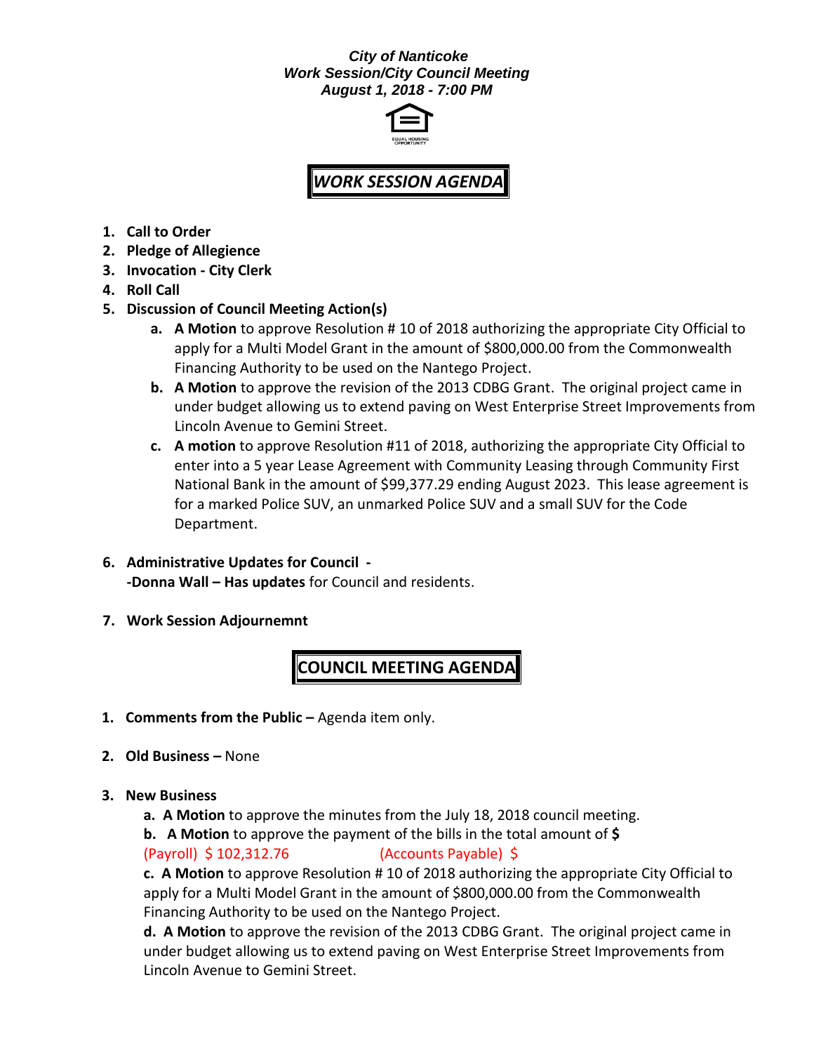**_City of Nanticoke_**
**_Work Session/City Council Meeting_**
**_August 1, 2018 - 7:00 PM_**

## _WORK SESSION AGENDA_

1. **Call to Order**
2. **Pledge of Allegience**
3. **Invocation - City Clerk**
4. **Roll Call**
5. **Discussion of Council Meeting Action(s)**
   a. **A Motion** to approve Resolution # 10 of 2018 authorizing the appropriate City Official to apply for a Multi Model Grant in the amount of $800,000.00 from the Commonwealth Financing Authority to be used on the Nantego Project.
   b. **A Motion** to approve the revision of the 2013 CDBG Grant. The original project came in under budget allowing us to extend paving on West Enterprise Street Improvements from Lincoln Avenue to Gemini Street.
   c. **A motion** to approve Resolution #11 of 2018, authorizing the appropriate City Official to enter into a 5 year Lease Agreement with Community Leasing through Community First National Bank in the amount of $99,377.29 ending August 2023. This lease agreement is for a marked Police SUV, an unmarked Police SUV and a small SUV for the Code Department.

6. **Administrative Updates for Council -**
   **-Donna Wall – Has updates** for Council and residents.

7. **Work Session Adjournemnt**

## COUNCIL MEETING AGENDA

1. **Comments from the Public –** Agenda item only.

2. **Old Business –** None

3. **New Business**
   **a. A Motion** to approve the minutes from the July 18, 2018 council meeting.
   **b. A Motion** to approve the payment of the bills in the total amount of **$**
   (Payroll) $ 102,312.76 (Accounts Payable) $
   **c. A Motion** to approve Resolution # 10 of 2018 authorizing the appropriate City Official to apply for a Multi Model Grant in the amount of $800,000.00 from the Commonwealth Financing Authority to be used on the Nantego Project.
   **d. A Motion** to approve the revision of the 2013 CDBG Grant. The original project came in under budget allowing us to extend paving on West Enterprise Street Improvements from Lincoln Avenue to Gemini Street.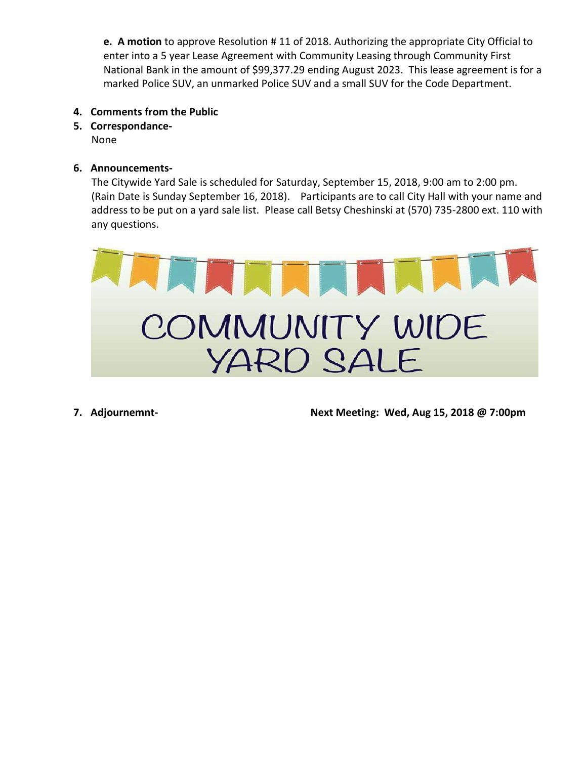**e. A motion** to approve Resolution # 11 of 2018. Authorizing the appropriate City Official to enter into a 5 year Lease Agreement with Community Leasing through Community First National Bank in the amount of $99,377.29 ending August 2023. This lease agreement is for a marked Police SUV, an unmarked Police SUV and a small SUV for the Code Department.

4. **Comments from the Public**
5. **Correspondance-**
   None

6. **Announcements-**
   The Citywide Yard Sale is scheduled for Saturday, September 15, 2018, 9:00 am to 2:00 pm. (Rain Date is Sunday September 16, 2018). Participants are to call City Hall with your name and address to be put on a yard sale list. Please call Betsy Cheshinski at (570) 735-2800 ext. 110 with any questions.

COMMUNITY WIDE
YARD SALE

7. **Adjournemnt-** **Next Meeting: Wed, Aug 15, 2018 @ 7:00pm**